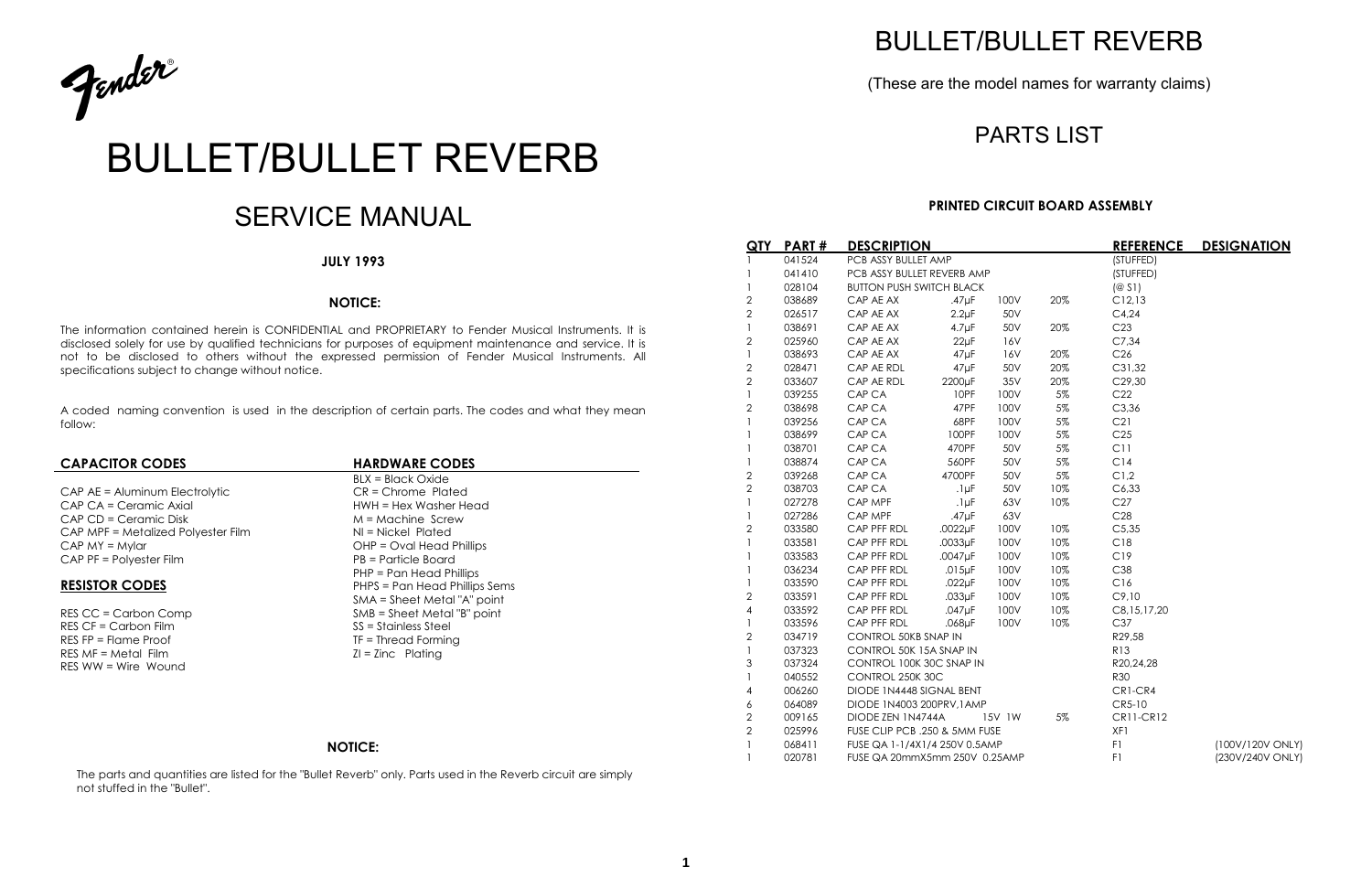Fender®

# BULLET/BULLET REVERB

## SERVICE MANUAL

**JULY 1993**

**NOTICE:**

The information contained herein is CONFIDENTIAL and PROPRIETARY to Fender Musical Instruments. It is disclosed solely for use by qualified technicians for purposes of equipment maintenance and service. It is not to be disclosed to others without the expressed permission of Fender Musical Instruments. All specifications subject to change without notice.

A coded naming convention is used in the description of certain parts. The codes and what they mean follow:

**CAPACITOR CODES**

CAP AE = Aluminum Electrolytic
CAP CA = Ceramic Axial
CAP CD = Ceramic Disk
CAP MPF = Metalized Polyester Film
CAP MY = Mylar
CAP PF = Polyester Film

**RESISTOR CODES**

RES CC = Carbon Comp
RES CF = Carbon Film
RES FP = Flame Proof
RES MF = Metal Film
RES WW = Wire Wound

**HARDWARE CODES**

BLX = Black Oxide
CR = Chrome Plated
HWH = Hex Washer Head
M = Machine Screw
NI = Nickel Plated
OHP = Oval Head Phillips
PB = Particle Board
PHP = Pan Head Phillips
PHPS = Pan Head Phillips Sems
SMA = Sheet Metal "A" point
SMB = Sheet Metal "B" point
SS = Stainless Steel
TF = Thread Forming
ZI = Zinc Plating

**NOTICE:**

The parts and quantities are listed for the "Bullet Reverb" only. Parts used in the Reverb circuit are simply not stuffed in the "Bullet".

# BULLET/BULLET REVERB

(These are the model names for warranty claims)

## PARTS LIST

**PRINTED CIRCUIT BOARD ASSEMBLY**

| QTY | PART # | DESCRIPTION | | | | REFERENCE | DESIGNATION |
|---|---|---|---|---|---|---|---|
| 1 | 041524 | PCB ASSY BULLET AMP | | | | (STUFFED) | |
| 1 | 041410 | PCB ASSY BULLET REVERB AMP | | | | (STUFFED) | |
| 1 | 028104 | BUTTON PUSH SWITCH BLACK | | | | (@ S1) | |
| 2 | 038689 | CAP AE AX | .47µF | 100V | 20% | C12,13 | |
| 2 | 026517 | CAP AE AX | 2.2µF | 50V | | C4,24 | |
| 1 | 038691 | CAP AE AX | 4.7µF | 50V | 20% | C23 | |
| 2 | 025960 | CAP AE AX | 22µF | 16V | | C7,34 | |
| 1 | 038693 | CAP AE AX | 47µF | 16V | 20% | C26 | |
| 2 | 028471 | CAP AE RDL | 47µF | 50V | 20% | C31,32 | |
| 2 | 033607 | CAP AE RDL | 2200µF | 35V | 20% | C29,30 | |
| 1 | 039255 | CAP CA | 10PF | 100V | 5% | C22 | |
| 2 | 038698 | CAP CA | 47PF | 100V | 5% | C3,36 | |
| 1 | 039256 | CAP CA | 68PF | 100V | 5% | C21 | |
| 1 | 038699 | CAP CA | 100PF | 100V | 5% | C25 | |
| 1 | 038701 | CAP CA | 470PF | 50V | 5% | C11 | |
| 1 | 038874 | CAP CA | 560PF | 50V | 5% | C14 | |
| 2 | 039268 | CAP CA | 4700PF | 50V | 5% | C1,2 | |
| 2 | 038703 | CAP CA | .1µF | 50V | 10% | C6,33 | |
| 1 | 027278 | CAP MPF | .1µF | 63V | 10% | C27 | |
| 1 | 027286 | CAP MPF | .47µF | 63V | | C28 | |
| 2 | 033580 | CAP PFF RDL | .0022µF | 100V | 10% | C5,35 | |
| 1 | 033581 | CAP PFF RDL | .0033µF | 100V | 10% | C18 | |
| 1 | 033583 | CAP PFF RDL | .0047µF | 100V | 10% | C19 | |
| 1 | 036234 | CAP PFF RDL | .015µF | 100V | 10% | C38 | |
| 1 | 033590 | CAP PFF RDL | .022µF | 100V | 10% | C16 | |
| 2 | 033591 | CAP PFF RDL | .033µF | 100V | 10% | C9,10 | |
| 4 | 033592 | CAP PFF RDL | .047µF | 100V | 10% | C8,15,17,20 | |
| 1 | 033596 | CAP PFF RDL | .068µF | 100V | 10% | C37 | |
| 2 | 034719 | CONTROL 50KB SNAP IN | | | | R29,58 | |
| 1 | 037323 | CONTROL 50K 15A SNAP IN | | | | R13 | |
| 3 | 037324 | CONTROL 100K 30C SNAP IN | | | | R20,24,28 | |
| 1 | 040552 | CONTROL 250K 30C | | | | R30 | |
| 4 | 006260 | DIODE 1N4448 SIGNAL BENT | | | | CR1-CR4 | |
| 6 | 064089 | DIODE 1N4003 200PRV,1AMP | | | | CR5-10 | |
| 2 | 009165 | DIODE ZEN 1N4744A | | 15V 1W | 5% | CR11-CR12 | |
| 2 | 025996 | FUSE CLIP PCB .250 & 5MM FUSE | | | | XF1 | |
| 1 | 068411 | FUSE QA 1-1/4X1/4 250V 0.5AMP | | | | F1 | (100V/120V ONLY) |
| 1 | 020781 | FUSE QA 20mmX5mm 250V 0.25AMP | | | | F1 | (230V/240V ONLY) |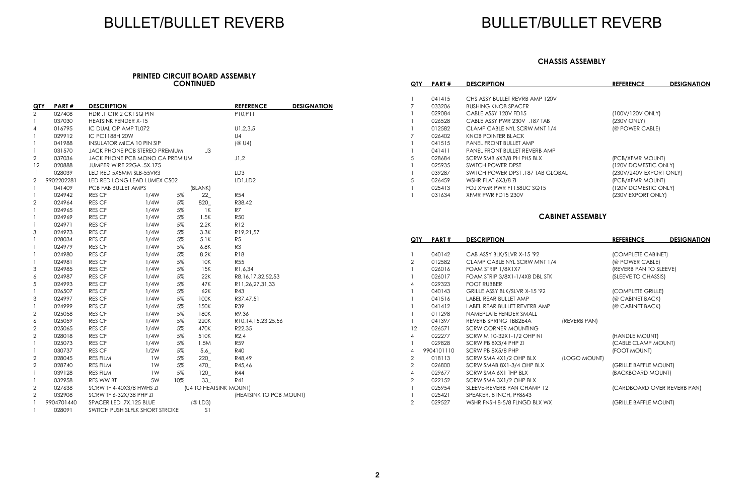# BULLET/BULLET REVERB

## PRINTED CIRCUIT BOARD ASSEMBLY CONTINUED

| QTY | PART # | DESCRIPTION | REFERENCE | DESIGNATION |
|---|---|---|---|---|
| 2 | 027408 | HDR .1 CTR 2 CKT SQ PIN | P10,P11 | |
| 1 | 037030 | HEATSINK FENDER X-15 | | |
| 4 | 016795 | IC DUAL OP AMP TL072 | U1,2,3,5 | |
| 1 | 029912 | IC PC1188H 20W | U4 | |
| 1 | 041988 | INSULATOR MICA 10 PIN SIP | (@ U4) | |
| 1 | 031570 | JACK PHONE PCB STEREO PREMIUM | J3 | |
| 2 | 037036 | JACK PHONE PCB MONO CA PREMIUM | J1,2 | |
| 12 | 020888 | JUMPER WIRE 22GA .5X.175 | | |
| 1 | 028039 | LED RED 5X5MM SLB-55VR3 | LD3 | |
| 2 | 9902202281 | LED RED LONG LEAD LUMEX CS02 | LD1,LD2 | |
| 1 | 041409 | PCB FAB BULLET AMPS (BLANK) | | |
| 1 | 024942 | RES CF 1/4W 5% 22_ | R54 | |
| 2 | 024964 | RES CF 1/4W 5% 820_ | R38,42 | |
| 1 | 024965 | RES CF 1/4W 5% 1K | R7 | |
| 1 | 024969 | RES CF 1/4W 5% 1.5K | R50 | |
| 1 | 024971 | RES CF 1/4W 5% 2.2K | R12 | |
| 3 | 024973 | RES CF 1/4W 5% 3.3K | R19,21,57 | |
| 1 | 028034 | RES CF 1/4W 5% 5.1K | R5 | |
| 1 | 024979 | RES CF 1/4W 5% 6.8K | R3 | |
| 1 | 024980 | RES CF 1/4W 5% 8.2K | R18 | |
| 1 | 024981 | RES CF 1/4W 5% 10K | R55 | |
| 3 | 024985 | RES CF 1/4W 5% 15K | R1,6,34 | |
| 6 | 024987 | RES CF 1/4W 5% 22K | R8,16,17,32,52,53 | |
| 5 | 024993 | RES CF 1/4W 5% 47K | R11,26,27,31,33 | |
| 1 | 026507 | RES CF 1/4W 5% 62K | R43 | |
| 3 | 024997 | RES CF 1/4W 5% 100K | R37,47,51 | |
| 1 | 024999 | RES CF 1/4W 5% 150K | R39 | |
| 2 | 025058 | RES CF 1/4W 5% 180K | R9,36 | |
| 6 | 025059 | RES CF 1/4W 5% 220K | R10,14,15,23,25,56 | |
| 2 | 025065 | RES CF 1/4W 5% 470K | R22,35 | |
| 2 | 028018 | RES CF 1/4W 5% 510K | R2,4 | |
| 1 | 025073 | RES CF 1/4W 5% 1.5M | R59 | |
| 1 | 030737 | RES CF 1/2W 5% 5.6_ | R40 | |
| 2 | 028045 | RES FILM 1W 5% 220_ | R48,49 | |
| 2 | 028740 | RES FILM 1W 5% 470_ | R45,46 | |
| 1 | 039128 | RES FILM 1W 5% 120_ | R44 | |
| 1 | 032958 | RES WW BT 5W 10% .33_ | R41 | |
| 2 | 027638 | SCRW TF 4-40X3/8 HWHS ZI (U4 TO HEATSINK MOUNT) | | |
| 2 | 032908 | SCRW TF 6-32X/38 PHP ZI | (HEATSINK TO PCB MOUNT) | |
| 1 | 9904701440 | SPACER LED .7X.125 BLUE | (@ LD3) | |
| 1 | 028091 | SWITCH PUSH SLFLK SHORT STROKE | S1 | |

## CHASSIS ASSEMBLY

| QTY | PART # | DESCRIPTION | REFERENCE | DESIGNATION |
|---|---|---|---|---|
| 1 | 041415 | CHS ASSY BULLET REVRB AMP 120V | | |
| 7 | 033206 | BUSHING KNOB SPACER | | |
| 1 | 029084 | CABLE ASSY 120V FD15 | (100V/120V ONLY) | |
| 1 | 026528 | CABLE ASSY PWR 230V .187 TAB | (230V ONLY) | |
| 1 | 012582 | CLAMP CABLE NYL SCRW MNT 1/4 | (@ POWER CABLE) | |
| 7 | 026402 | KNOB POINTER BLACK | | |
| 1 | 041515 | PANEL FRONT BULLET AMP | | |
| 1 | 041411 | PANEL FRONT BULLET REVERB AMP | | |
| 5 | 028684 | SCRW SMB 6X3/8 PH PHS BLX | (PCB/XFMR MOUNT) | |
| 1 | 025935 | SWITCH POWER DPST | (120V DOMESTIC ONLY) | |
| 1 | 039287 | SWITCH POWER DPST .187 TAB GLOBAL | (230V/240V EXPORT ONLY) | |
| 5 | 026459 | WSHR FLAT 6X3/8 ZI | (PCB/XFMR MOUNT) | |
| 1 | 025413 | FOJ XFMR PWR F1158UC SQ15 | (120V DOMESTIC ONLY) | |
| 1 | 031634 | XFMR PWR FD15 230V | (230V EXPORT ONLY) | |

## CABINET ASSEMBLY

| QTY | PART # | DESCRIPTION | REFERENCE | DESIGNATION |
|---|---|---|---|---|
| 1 | 040142 | CAB ASSY BLK/SLVR X-15 '92 | (COMPLETE CABINET) | |
| 2 | 012582 | CLAMP CABLE NYL SCRW MNT 1/4 | (@ POWER CABLE) | |
| 1 | 026016 | FOAM STRIP 1/8X1X7 | (REVERB PAN TO SLEEVE) | |
| 1 | 026017 | FOAM STRIP 3/8X1-1/4X8 DBL STK | (SLEEVE TO CHASSIS) | |
| 4 | 029323 | FOOT RUBBER | | |
| 1 | 040143 | GRILLE ASSY BLK/SLVR X-15 '92 | (COMPLETE GRILLE) | |
| 1 | 041516 | LABEL REAR BULLET AMP | (@ CABINET BACK) | |
| 1 | 041412 | LABEL REAR BULLET REVERB AMP | (@ CABINET BACK) | |
| 1 | 011298 | NAMEPLATE FENDER SMALL | | |
| 1 | 041397 | REVERB SPRING 1BB2E4A (REVERB PAN) | | |
| 12 | 026571 | SCRW CORNER MOUNTING | | |
| 4 | 022277 | SCRW M 10-32X1-1/2 OHP NI | (HANDLE MOUNT) | |
| 1 | 029828 | SCRW PB 8X3/4 PHP ZI | (CABLE CLAMP MOUNT) | |
| 4 | 9904101110 | SCRW PB 8X5/8 PHP | (FOOT MOUNT) | |
| 2 | 018113 | SCRW SMA 4X1/2 OHP BLX (LOGO MOUNT) | | |
| 2 | 026800 | SCRW SMAB 8X1-3/4 OHP BLX | (GRILLE BAFFLE MOUNT) | |
| 4 | 029677 | SCRW SMA 6X1 THP BLX | (BACKBOARD MOUNT) | |
| 2 | 022152 | SCRW SMA 3X1/2 OHP BLX | | |
| 1 | 025954 | SLEEVE-REVERB PAN CHAMP 12 | (CARDBOARD OVER REVERB PAN) | |
| 1 | 025421 | SPEAKER, 8 INCH, PF8643 | | |
| 2 | 029527 | WSHR FNSH 8-5/8 FLNGD BLX WX | (GRILLE BAFFLE MOUNT) | |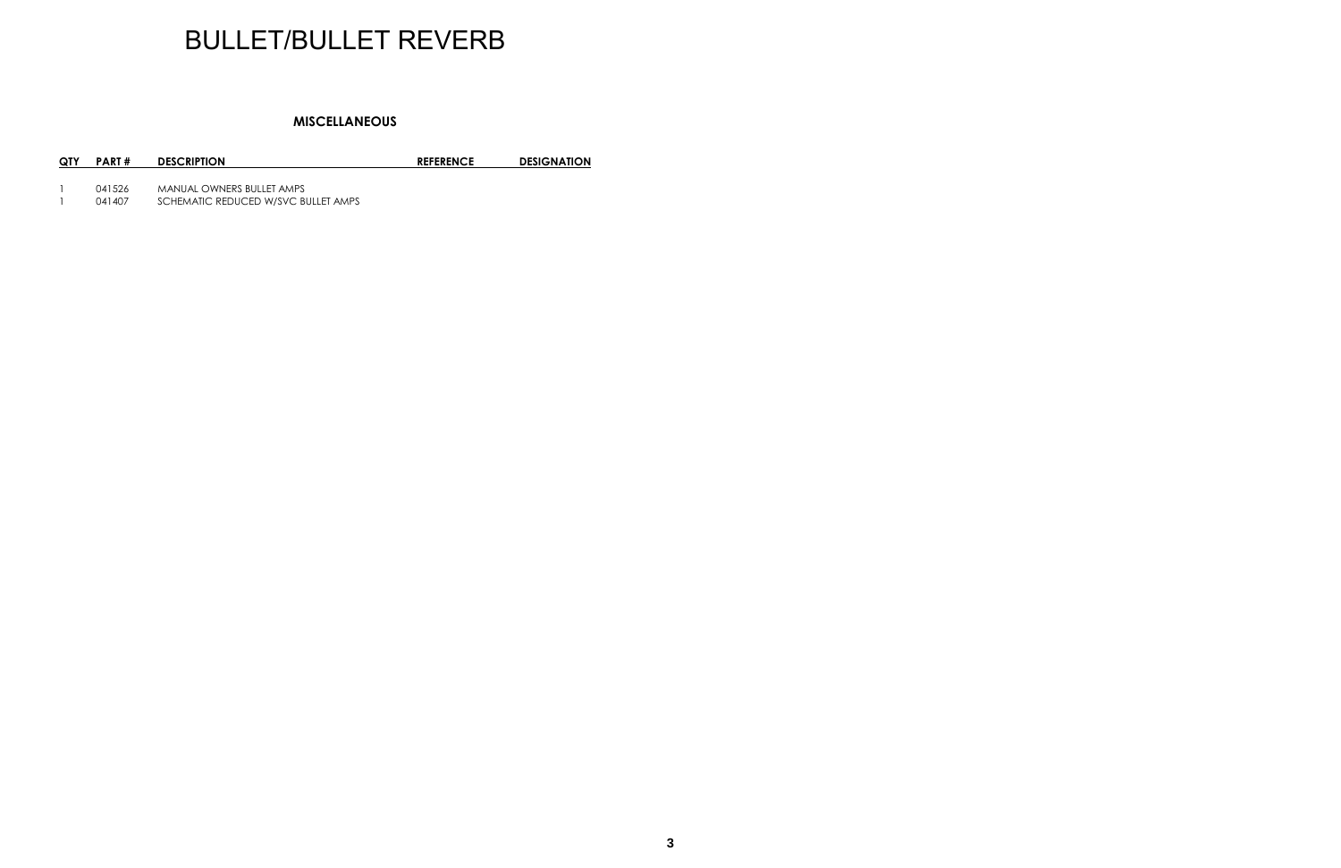# BULLET/BULLET REVERB

## MISCELLANEOUS

| QTY | PART # | DESCRIPTION | REFERENCE | DESIGNATION |
|---|---|---|---|---|
| 1 | 041526 | MANUAL OWNERS BULLET AMPS | | |
| 1 | 041407 | SCHEMATIC REDUCED W/SVC BULLET AMPS | | |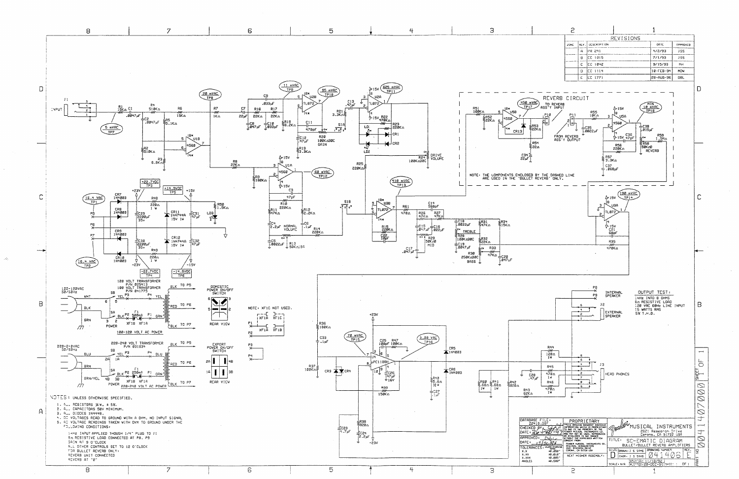# REVISIONS

| ZONE | REV. | DESCRIPTION | DATE | APPROVED |
|---|---|---|---|---|
| | A | PR 241 | 4/2/93 | JSS |
| | B | CC 1015 | 7/1/93 | JSS |
| | C | CC 1042 | 9/15/93 | MH |
| | D | CC 1114 | 10-FEB-94 | MDW |
| | E | CC 1771 | 28-AUG-96 | DBL |

REVERB CIRCUIT

NOTE: THE COMPONENTS ENCLOSED BY THE DASHED LINE ARE USED IN THE "BULLET REVERB" ONLY.

NOTE: XF1C NOT USED.

OUTPUT TEST:
1kHz INTO 8 OHMS
8Ω RESISTIVE LOAD
120 VAC 60Hz LINE INPUT
15 WATTS RMS
5% T.H.D.

120 VOLT TRANSFORMER P/N 025413
100 VOLT TRANSFORMER P/N 041775

100-120 VOLT AC POWER

220-240 VOLT TRANSFORMER P/N 031634

220-240 VOLT AC POWER

DOMESTIC POWER ON/OFF SWITCH — REAR VIEW

EXPORT POWER ON/OFF SWITCH — REAR VIEW

NOTES: UNLESS OTHERWISE SPECIFIED.

1. ALL RESISTORS 1/4W, ± 5%.
2. ALL CAPACITORS 50V MINIMUM.
3. ALL DIODES 1N4448.
4. DC VOLTAGES READ TO GROUND WITH A DVM, NO INPUT SIGNAL
5. AC VOLTAGE READINGS TAKEN WITH DVM TO GROUND UNDER THE FOLLOWING CONDITIONS:

   1kHz INPUT APPLIED THOUGH 1/4" PLUG TO J1
   8Ω RESISTIVE LOAD CONNECTED AT P8, P9
   GAIN AT 9 O'CLOCK
   ALL OTHER CONTROLS SET TO 12 O'CLOCK
   FOR BULLET REVERB ONLY:
   REVERB UNIT CONNECTED
   REVERB AT "0"

Test points: TP7 5 mVAC; TP8 20 mVAC; TP9 11 mVAC; TP10 85 mVAC; TP11 825 mVAC; TP12 68 mVAC; TP13 410 mVAC; TP14 190 mVAC; TP15 70 mVAC; TP16 3.88 VAC; TP17 450 mVAC; TP18 MIN 10 mVAC; TP1 16.4 VAC; TP2 16.4 VAC; TP3 +22.7VDC; TP4 -22.7VDC; TP5 +14.9VDC; TP6 -14.9VDC.

DATABASE FILE: 22416.03F

PROPRIETARY — THIS DRAWING DOCUMENT CONTAINS INFORMATION WHICH IS PROPRIETARY TO AND IS THE PROPERTY OF THE FENDER MUSICAL INSTRUMENTS CO. AND MAY NOT BE USED, REPRODUCED OR DISCLOSED IN ANY MANNER WITHOUT THE EXPRESSED WRITTEN CONSENT FROM: FENDER MUSICAL INSTRUMENTS CO. REGIONAL HEADQUARTERS 2021 RESEARCH DRIVE CORONA, CA 91720 USA

Fender MUSICAL INSTRUMENTS
2021 Research Drive
Corona, CA 91720 USA

TITLE: SCHEMATIC DIAGRAM
BULLET/BULLET REVERB AMPLIFIERS

SIZE: D | DRAWN: J. S. SAMS | CHKR: J. S. SAMS | DRAWING NUMBER: 041406 | REV. E

CREATED: 11/18/92 | PLOTTED: 28-DEC-93 | SCALE: N/A | SHEET 1 OF 1

NEXT HIGHER ASSEMBLY:

TOLERANCES: X.X ±0.050", X.XX ±0.010", X.XXX ±0.005", ANGLES ±0.500°

PART NO. 0041407000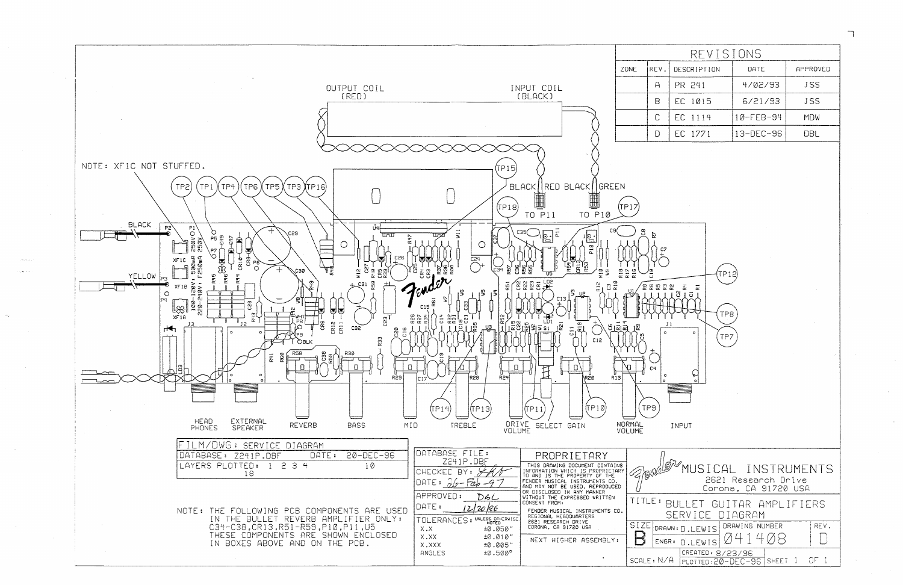## REVISIONS

| ZONE | REV. | DESCRIPTION | DATE | APPROVED |
|---|---|---|---|---|
| | A | PR 241 | 4/02/93 | JSS |
| | B | EC 1015 | 6/21/93 | JSS |
| | C | EC 1114 | 10-FEB-94 | MDW |
| | D | EC 1771 | 13-DEC-96 | DBL |

OUTPUT COIL (RED)

INPUT COIL (BLACK)

BLACK RED BLACK GREEN

TO P11 TO P10

NOTE: XF1C NOT STUFFED.

TP2 TP1 TP4 TP6 TP5 TP3 TP16 TP15 TP18 TP17 TP12 TP8 TP7 TP14 TP13 TP11 TP10 TP9

BLACK

YELLOW

100-120V: 500mA 250V
220-240V: F250mA 250V

HEAD PHONES | EXTERNAL SPEAKER | REVERB | BASS | MID | TREBLE | DRIVE VOLUME | SELECT | GAIN | NORMAL VOLUME | INPUT

FILM/DWG: SERVICE DIAGRAM
DATABASE: Z241P.DBF DATE: 20-DEC-96
LAYERS PLOTTED: 1 2 3 4 10 18

NOTE: THE FOLLOWING PCB COMPONENTS ARE USED IN THE BULLET REVERB AMPLIFIER ONLY: C34-C38, CR13, R51-R59, P10, P11, U5
THESE COMPONENTS ARE SHOWN ENCLOSED IN BOXES ABOVE AND ON THE PCB.

DATABASE FILE: Z241P.DBF
CHECKED BY:
DATE: 26-Feb-97
APPROVED: DBL
DATE: 12/20/96

TOLERANCES: UNLESS OTHERWISE NOTED

| | |
|---|---|
| X.X | ±0.050" |
| X.XX | ±0.010" |
| X.XXX | ±0.005" |
| ANGLES | ±0.500° |

**PROPRIETARY**

THIS DRAWING DOCUMENT CONTAINS INFORMATION WHICH IS PROPRIETARY TO AND IS THE PROPERTY OF THE FENDER MUSICAL INSTRUMENTS CO. AND MAY NOT BE USED, REPRODUCED OR DISCLOSED IN ANY MANNER WITHOUT THE EXPRESSED WRITTEN CONSENT FROM:
FENDER MUSICAL INSTRUMENTS CO.
REGIONAL HEADQUARTERS
2621 RESEARCH DRIVE
CORONA, CA 91720 USA

NEXT HIGHER ASSEMBLY:

Fender MUSICAL INSTRUMENTS
2621 Research Drive
Corona, CA 91720 USA

TITLE: BULLET GUITAR AMPLIFIERS SERVICE DIAGRAM

SIZE: B | DRAWN: D.LEWIS | ENGR: D.LEWIS | DRAWING NUMBER: 041408 | REV. D

CREATED: 8/23/96
PLOTTED: 20-DEC-96
SCALE: N/A
SHEET 1 OF 1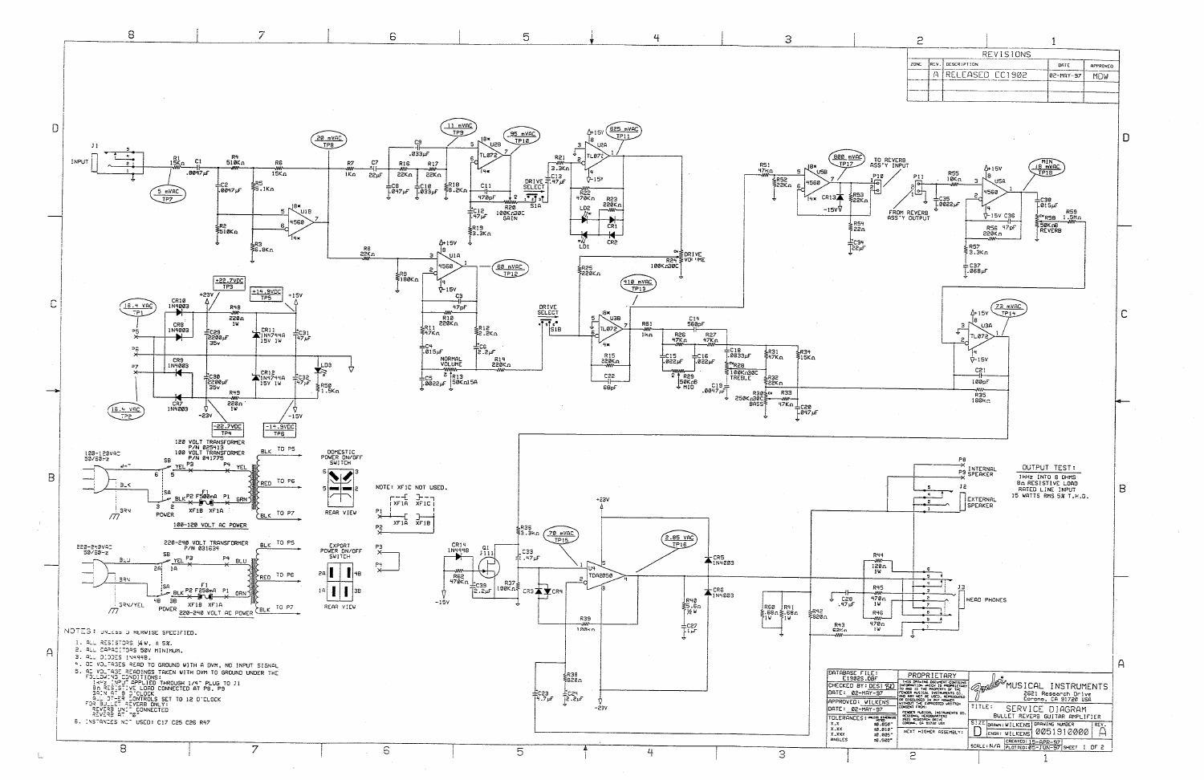## REVISIONS

| ZONE | REV. | DESCRIPTION | DATE | APPROVED |
|---|---|---|---|---|
| | A | RELEASED EC1902 | 02-MAY-97 | MDW |

INPUT J1

R1 15kΩ, C1 .0047μF, C2 .0047μF, R4 510kΩ, R5 5.1kΩ, R2 510kΩ, R3 6.8kΩ, R6 15kΩ, U1B 4560

5 mVAC TP7

20 mVAC TP8

R7 1kΩ, C7 22μF, C9 .033μF, R16 22kΩ, R17 22kΩ, C8 .047μF, C10 .033μF, R18 8.2kΩ, U2B TL072, C11 470pF, C12 .47μF, R19 3.3kΩ, R20 100kΩ20C GAIN

11 mVAC TP9

95 mVAC TP10

DRIVE SELECT S1A

R21 3.3kΩ, C13 .47μF, U2A TL072, R22 470kΩ, R23 220kΩ, LD2, CR1, LD1, CR2

825 mVAC TP11

R24 100kΩ30C DRIVE VOLUME

R8 22kΩ, R9 100kΩ, U1A 4560, C3 47pF, R10 220kΩ, R11 47kΩ, R12 2.2kΩ, C6 2.2μF, C4 .015μF, R14 220kΩ, C5 .0022μF, R13 50kΩ15A NORMAL VOLUME

60 mVAC TP12

DRIVE SELECT S1B

R25 220kΩ

410 mVAC TP13

U3B TL072, R61 1kΩ, R15 220kΩ, C22 68pF

C14 560pF, R26 47kΩ, R27 47kΩ, C15 .022μF, C16 .022μF, R29 50kΩ0B MID, C18 .0033μF, R28 100kΩ30C TREBLE, C19 .0047μF, R31 47kΩ, R34 15kΩ, R32 22kΩ, R30 250kΩ20C BASS, R33 47kΩ, C20 .047μF

R51 47kΩ, R52 22kΩ, U5B 4560, CR13, R53 22kΩ, R54 22Ω, C34 22μF

800 mVAC TP17

TO REVERB ASS'Y INPUT P10

FROM REVERB ASS'Y OUTPUT P11

R55 10kΩ, C35 .0022μF, U5A 4560, C36 47pF, R56 220kΩ, R57 3.3kΩ, C37 .068μF, C38 .015μF, R58 50kΩ0B REVERB, R59 1.5MΩ

MIN 18 mVAC TP18

73 mVAC TP14

U3A TL072, C21 100pF, R35 100kΩ

18.4 VAC TP1

18.4 VAC TP2

CR10 1N4003, CR8 1N4003, CR9 1N4003, CR7 1N4003

+22.7VDC TP3, +14.9VDC TP5, -22.7VDC TP4, -14.9VDC TP6

R48 220Ω 1W, R49 220Ω 1W, C29 2200μF 35V, C30 2200μF 35V, CR11 1N4744A 15V 1W, CR12 1N4744A 15V 1W, C31 47μF, C32 47μF, LD3, R50 1.5kΩ

120 VOLT TRANSFORMER P/N 025413

100 VOLT TRANSFORMER P/N 041775

100-120VAC 50/60Hz

F1 F500mA, XF1B XF1A, POWER

100-120 VOLT AC POWER

DOMESTIC POWER ON/OFF SWITCH — REAR VIEW

NOTE! XF1C NOT USED.

220-240VAC 50/60Hz

220-240 VOLT TRANSFORMER P/N 031634

F1 F250mA, XF1B XF1A, POWER

220-240 VOLT AC POWER

EXPORT POWER ON/OFF SWITCH — REAR VIEW

R36 3.3kΩ, CR14 1N4148, Q1 J111, R62 470kΩ, C38 2.2μF, C33 .47μF, R37 100kΩ, CR3, CR4, U4 TDA2050, R39 100kΩ, R38 820Ω, C24 2.2μF, C23 4.7μF

70 mVAC TP15

2.85 VAC TP16

CR5 1N4003, CR6 1N4003, R40 5.6Ω 1/2W, C27 .1μF

R60 .68Ω 1W, R41 .68Ω 1W, R42 820Ω, C28 .47μF, R43 22kΩ, R44 120Ω 1W, R45 470Ω 1W, R46 470Ω 1W

INTERNAL SPEAKER, EXTERNAL SPEAKER, J2, J3 HEAD PHONES

OUTPUT TEST:
1kHz INTO 8 OHMS
8Ω RESISTIVE LOAD
RATED LINE INPUT
15 WATTS RMS 5% T.H.D.

NOTES: UNLESS OTHERWISE SPECIFIED.

1. ALL RESISTORS 1/4W, ± 5%.
2. ALL CAPACITORS 50V MINIMUM.
3. ALL DIODES 1N4148.
4. DC VOLTAGES READ TO GROUND WITH A DVM, NO INPUT SIGNAL
5. AC VOLTAGE READINGS TAKEN WITH DVM TO GROUND UNDER THE FOLLOWING CONDITIONS:
   1kHz INPUT APPLIED THROUGH 1/4" PLUG TO J1
   8Ω RESISTIVE LOAD CONNECTED AT P8, P9
   GAIN AT 9 O'CLOCK
   ALL OTHER CONTROLS SET TO 12 O'CLOCK
   FOR BULLET REVERB ONLY:
   REVERB UNIT CONNECTED
   REVERB AT "0"
6. INSTANCES NOT USED: C17 C25 C26 R47

| DATABASE FILE: | E1902S.DBF |
|---|---|
| CHECKED BY: | DESI SO |
| DATE: | 02-MAY-97 |
| APPROVED: | WILKENS |
| DATE: | 02-MAY-97 |

PROPRIETARY — FENDER MUSICAL INSTRUMENTS

MUSICAL INSTRUMENTS, 2621 Research Drive, Corona, CA 91720 USA

TITLE: SERVICE DIAGRAM — BULLET REVERB GUITAR AMPLIFIER

SIZE D, DRAWN: WILKENS, ENGR: WILKENS, DRAWING NUMBER 0051910000, REV. A

CREATED: 15-APR-97, PLOTTED: 05-JUN-97, SCALE: N/A, SHEET 1 OF 2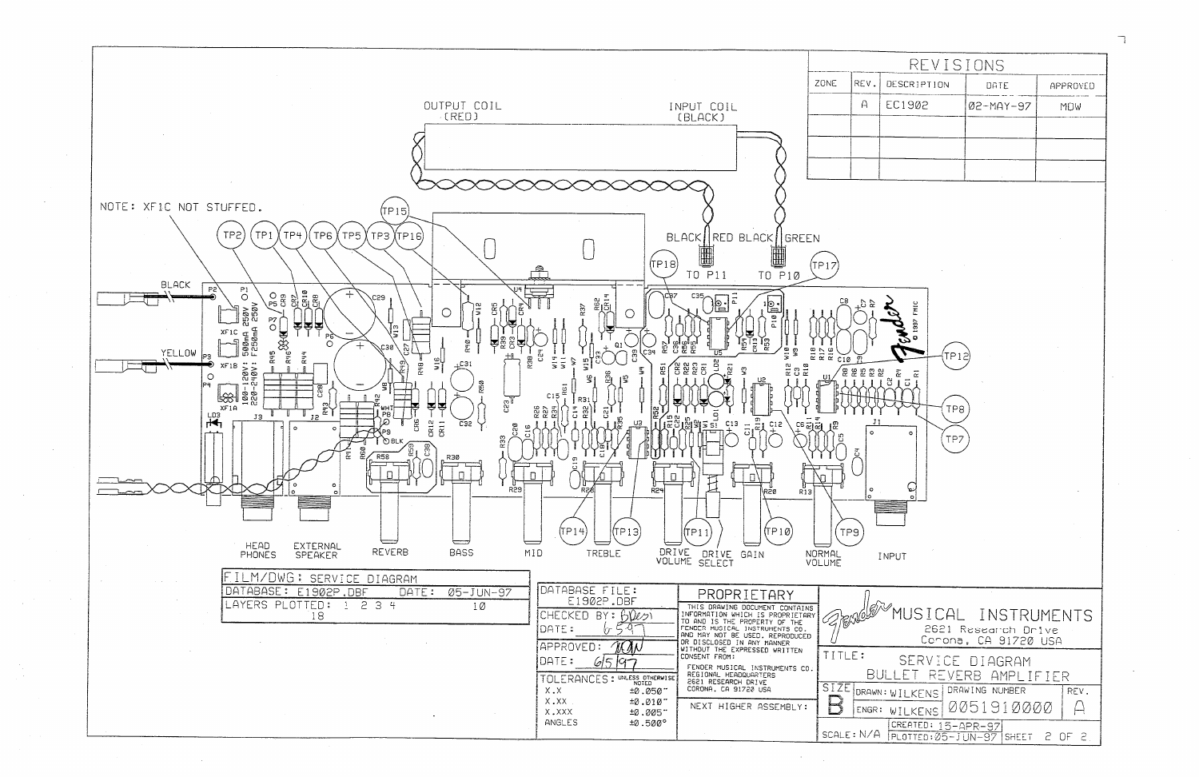## REVISIONS

| ZONE | REV. | DESCRIPTION | DATE | APPROVED |
|---|---|---|---|---|
| | A | EC1902 | 02-MAY-97 | MDW |

OUTPUT COIL (RED)

INPUT COIL (BLACK)

NOTE: XF1C NOT STUFFED.

TP2 TP1 TP4 TP6 TP5 TP3 TP16 TP15 TP18 TP17 TP12 TP8 TP7 TP14 TP13 TP11 TP10 TP9

BLACK RED BLACK GREEN

TO P11 TO P10

BLACK

YELLOW

100-120V: 500mA 250V
220-240V: F250mA 250V

HEAD PHONES | EXTERNAL SPEAKER | REVERB | BASS | MID | TREBLE | DRIVE VOLUME | DRIVE SELECT | GAIN | NORMAL VOLUME | INPUT

| FILM/DWG: SERVICE DIAGRAM | |
|---|---|
| DATABASE: E1902P.DBF | DATE: 05-JUN-97 |
| LAYERS PLOTTED: 1 2 3 4 18 | 10 |

| DATABASE FILE: E1902P.DBF | |
|---|---|
| CHECKED BY: | |
| DATE: 6-5-97 | |
| APPROVED: | |
| DATE: 6/5/97 | |
| TOLERANCES: UNLESS OTHERWISE NOTED | |
| X.X | ±0.050" |
| X.XX | ±0.010" |
| X.XXX | ±0.005" |
| ANGLES | ±0.500° |

**PROPRIETARY**

THIS DRAWING DOCUMENT CONTAINS INFORMATION WHICH IS PROPRIETARY TO AND IS THE PROPERTY OF THE FENDER MUSICAL INSTRUMENTS CO. AND MAY NOT BE USED, REPRODUCED OR DISCLOSED IN ANY MANNER WITHOUT THE EXPRESSED WRITTEN CONSENT FROM:

FENDER MUSICAL INSTRUMENTS CO.
REGIONAL HEADQUARTERS
2621 RESEARCH DRIVE
CORONA, CA 91720 USA

NEXT HIGHER ASSEMBLY:

Fender MUSICAL INSTRUMENTS
2621 Research Drive
Corona, CA 91720 USA

TITLE: SERVICE DIAGRAM
BULLET REVERB AMPLIFIER

| SIZE | DRAWN: WILKENS | DRAWING NUMBER | REV. |
|---|---|---|---|
| B | ENGR: WILKENS | 0051910000 | A |
| SCALE: N/A | CREATED: 15-APR-97 PLOTTED: 05-JUN-97 | SHEET 2 OF 2 | |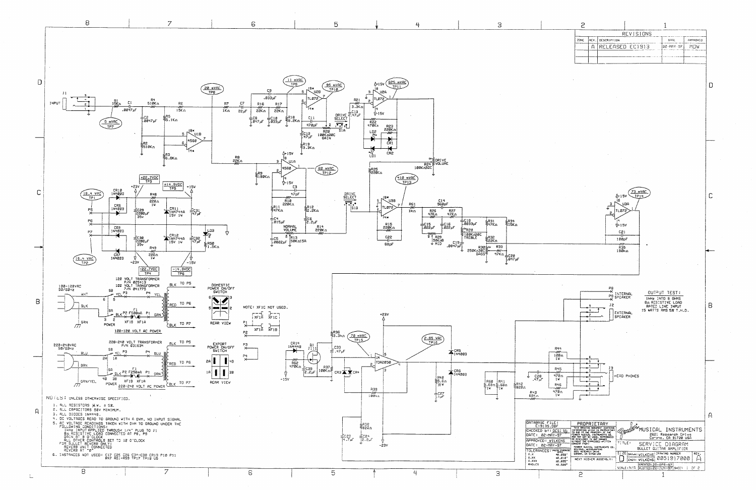# SERVICE DIAGRAM — BULLET GUITAR AMPLIFIER

## REVISIONS

| ZONE | REV. | DESCRIPTION | DATE | APPROVED |
|---|---|---|---|---|
| | A | RELEASED EC1913 | 02-MAY-97 | MDW |

NOTE: XF1C NOT USED.

**OUTPUT TEST:**
1kHz INTO 8 OHMS
8Ω RESISTIVE LOAD
RATED LINE INPUT
15 WATTS RMS 5% T.H.D.

**NOTES:** UNLESS OTHERWISE SPECIFIED.

1. ALL RESISTORS ¼W, ± 5%.
2. ALL CAPACITORS 50V MINIMUM.
3. ALL DIODES 1N4448.
4. DC VOLTAGES READ TO GROUND WITH A DVM, NO INPUT SIGNAL
5. AC VOLTAGE READINGS TAKEN WITH DVM TO GROUND UNDER THE FOLLOWING CONDITIONS:
   - 1kHz INPUT APPLIED THROUGH 1/4" PLUG TO J1
   - 8Ω RESISTIVE LOAD CONNECTED AT P8, P9
   - GAIN AT 8 O'CLOCK
   - ALL OTHER CONTROLS SET TO 12 O'CLOCK
   - FOR BULLET REVERB ONLY:
   - REVERB UNIT CONNECTED
   - REVERB AT "0"
6. INSTANCES NOT USED: C17 C25 C26 C34-C38 CR13 P10 P11 R47 R51-R59 TP17 TP18 U5

| | |
|---|---|
| DATABASE FILE: | C1913S.DSF |
| CHECKED BY: | DESI |
| DATE: | 02-MAY-97 |
| APPROVED: | WILKENS |
| DATE: | 02-MAY-97 |
| TOLERANCES: | UNLESS OTHERWISE NOTED |
| X.X | ±0.050" |
| X.XX | ±0.010" |
| X.XXX | ±0.005" |
| ANGLES | ±0.50° |

NEXT HIGHER ASSEMBLY:

**PROPRIETARY**
THIS DRAWING DOCUMENT CONTAINS INFORMATION WHICH IS PROPRIETARY TO AND IS THE PROPERTY OF THE FENDER MUSICAL INSTRUMENTS CO. AND MAY NOT BE USED, REPRODUCED OR DISCLOSED IN ANY MANNER WITHOUT THE EXPRESSED WRITTEN CONSENT FROM: FENDER MUSICAL INSTRUMENTS CO. REGIONAL HEADQUARTERS 2221 RESEARCH DRIVE CORONA, CA 91720 USA

Fender MUSICAL INSTRUMENTS
2221 Research Drive
Corona, CA 91720 USA

TITLE: SERVICE DIAGRAM
BULLET GUITAR AMPLIFIER

| SIZE | DRAWN: WILKENS | DRAWING NUMBER | REV. |
|---|---|---|---|
| D | ENGR: WILKENS | 0051917000 | A |
| SCALE: N/A | CREATED: 29-APR-97 / PLOTTED: 26-JUN-97 | SHEET 1 OF 2 | |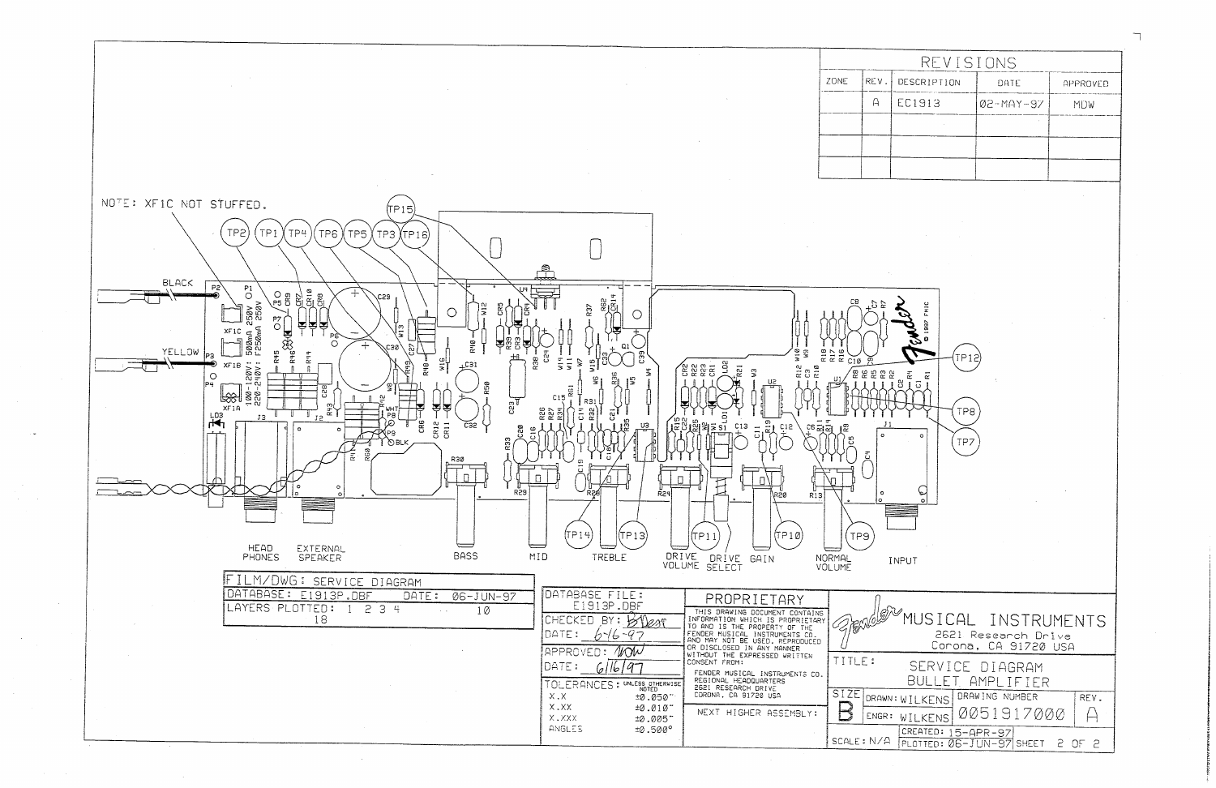| REVISIONS | | | | |
|---|---|---|---|---|
| ZONE | REV. | DESCRIPTION | DATE | APPROVED |
| | A | EC1913 | 02-MAY-97 | MDW |

NOTE: XF1C NOT STUFFED.

TP15 TP2 TP1 TP4 TP6 TP5 TP3 TP16 TP12 TP8 TP7 TP14 TP13 TP11 TP10 TP9

BLACK

YELLOW

100-120V: 500mA 250V
220-240V: F250mA 250V

HEAD PHONES

EXTERNAL SPEAKER

BASS

MID

TREBLE

DRIVE VOLUME

DRIVE SELECT

GAIN

NORMAL VOLUME

INPUT

© 1997 FMIC

| | |
|---|---|
| FILM/DWG: SERVICE DIAGRAM | |
| DATABASE: E1913P.DBF | DATE: 06-JUN-97 |
| LAYERS PLOTTED: 1 2 3 4 18 | 10 |

DATABASE FILE: E1913P.DBF

CHECKED BY: B. Bear

DATE: 6-6-97

APPROVED: MDW

DATE: 6/16/97

TOLERANCES: UNLESS OTHERWISE NOTED

| | |
|---|---|
| X.X | ±0.050" |
| X.XX | ±0.010" |
| X.XXX | ±0.005" |
| ANGLES | ±0.500° |

PROPRIETARY

THIS DRAWING DOCUMENT CONTAINS INFORMATION WHICH IS PROPRIETARY TO AND IS THE PROPERTY OF THE FENDER MUSICAL INSTRUMENTS CO. AND MAY NOT BE USED, REPRODUCED OR DISCLOSED IN ANY MANNER WITHOUT THE EXPRESSED WRITTEN CONSENT FROM:

FENDER MUSICAL INSTRUMENTS CO.
REGIONAL HEADQUARTERS
2621 RESEARCH DRIVE
CORONA, CA 91720 USA

NEXT HIGHER ASSEMBLY:

Fender MUSICAL INSTRUMENTS
2621 Research Drive
Corona, CA 91720 USA

TITLE: SERVICE DIAGRAM BULLET AMPLIFIER

SIZE: B

DRAWN: WILKENS

ENGR: WILKENS

DRAWING NUMBER: 0051917000

REV. A

CREATED: 15-APR-97

PLOTTED: 06-JUN-97

SHEET 2 OF 2

SCALE: N/A